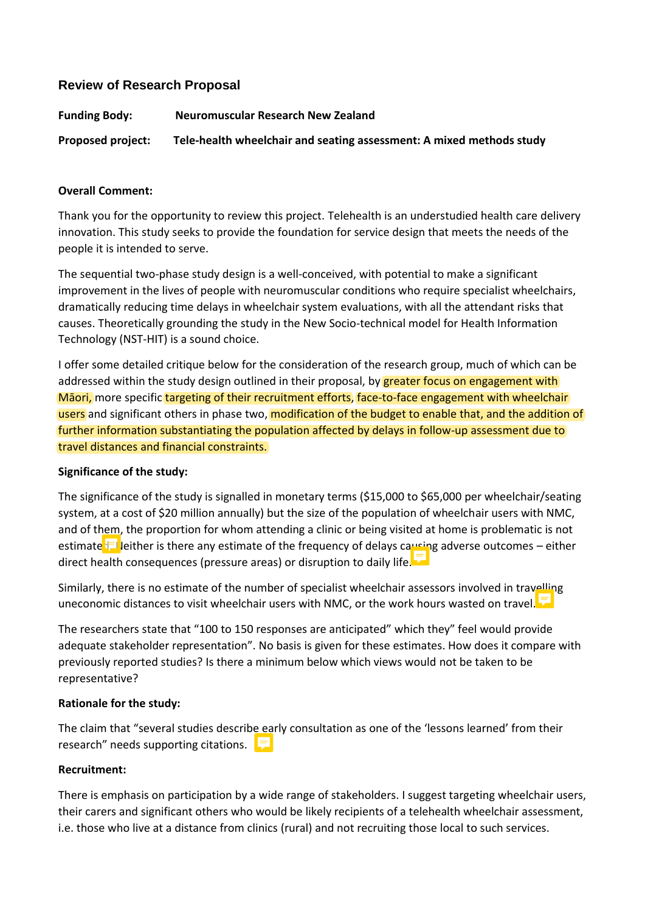## Review of Research Proposal

**Funding Body:** **Neuromuscular Research New Zealand**

**Proposed project:** **Tele-health wheelchair and seating assessment: A mixed methods study**

**Overall Comment:**

Thank you for the opportunity to review this project. Telehealth is an understudied health care delivery innovation. This study seeks to provide the foundation for service design that meets the needs of the people it is intended to serve.

The sequential two-phase study design is a well-conceived, with potential to make a significant improvement in the lives of people with neuromuscular conditions who require specialist wheelchairs, dramatically reducing time delays in wheelchair system evaluations, with all the attendant risks that causes. Theoretically grounding the study in the New Socio-technical model for Health Information Technology (NST-HIT) is a sound choice.

I offer some detailed critique below for the consideration of the research group, much of which can be addressed within the study design outlined in their proposal, by greater focus on engagement with Māori, more specific targeting of their recruitment efforts, face-to-face engagement with wheelchair users and significant others in phase two, modification of the budget to enable that, and the addition of further information substantiating the population affected by delays in follow-up assessment due to travel distances and financial constraints.

**Significance of the study:**

The significance of the study is signalled in monetary terms ($15,000 to $65,000 per wheelchair/seating system, at a cost of $20 million annually) but the size of the population of wheelchair users with NMC, and of them, the proportion for whom attending a clinic or being visited at home is problematic is not estimated. Neither is there any estimate of the frequency of delays causing adverse outcomes – either direct health consequences (pressure areas) or disruption to daily life.

Similarly, there is no estimate of the number of specialist wheelchair assessors involved in travelling uneconomic distances to visit wheelchair users with NMC, or the work hours wasted on travel.

The researchers state that "100 to 150 responses are anticipated" which they" feel would provide adequate stakeholder representation". No basis is given for these estimates. How does it compare with previously reported studies? Is there a minimum below which views would not be taken to be representative?

**Rationale for the study:**

The claim that "several studies describe early consultation as one of the 'lessons learned' from their research" needs supporting citations.

**Recruitment:**

There is emphasis on participation by a wide range of stakeholders. I suggest targeting wheelchair users, their carers and significant others who would be likely recipients of a telehealth wheelchair assessment, i.e. those who live at a distance from clinics (rural) and not recruiting those local to such services.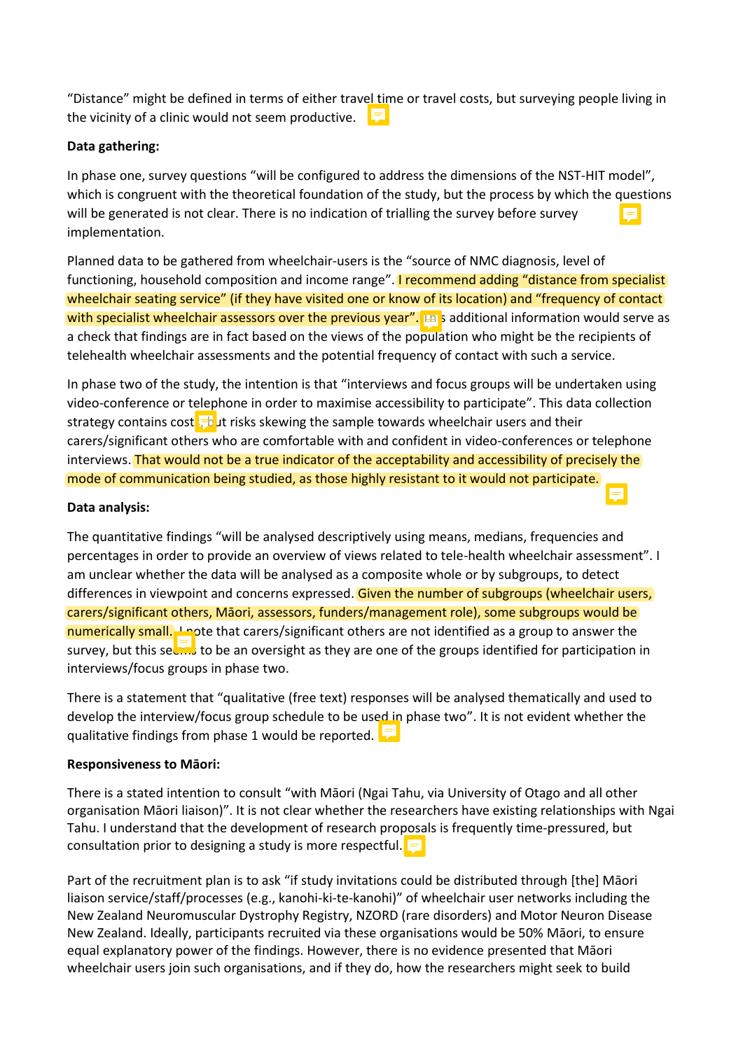"Distance" might be defined in terms of either travel time or travel costs, but surveying people living in the vicinity of a clinic would not seem productive.

**Data gathering:**

In phase one, survey questions "will be configured to address the dimensions of the NST-HIT model", which is congruent with the theoretical foundation of the study, but the process by which the questions will be generated is not clear. There is no indication of trialling the survey before survey implementation.

Planned data to be gathered from wheelchair-users is the "source of NMC diagnosis, level of functioning, household composition and income range". I recommend adding "distance from specialist wheelchair seating service" (if they have visited one or know of its location) and "frequency of contact with specialist wheelchair assessors over the previous year". This additional information would serve as a check that findings are in fact based on the views of the population who might be the recipients of telehealth wheelchair assessments and the potential frequency of contact with such a service.

In phase two of the study, the intention is that "interviews and focus groups will be undertaken using video-conference or telephone in order to maximise accessibility to participate". This data collection strategy contains cost but risks skewing the sample towards wheelchair users and their carers/significant others who are comfortable with and confident in video-conferences or telephone interviews. That would not be a true indicator of the acceptability and accessibility of precisely the mode of communication being studied, as those highly resistant to it would not participate.

**Data analysis:**

The quantitative findings "will be analysed descriptively using means, medians, frequencies and percentages in order to provide an overview of views related to tele-health wheelchair assessment". I am unclear whether the data will be analysed as a composite whole or by subgroups, to detect differences in viewpoint and concerns expressed. Given the number of subgroups (wheelchair users, carers/significant others, Māori, assessors, funders/management role), some subgroups would be numerically small. I note that carers/significant others are not identified as a group to answer the survey, but this seems to be an oversight as they are one of the groups identified for participation in interviews/focus groups in phase two.

There is a statement that "qualitative (free text) responses will be analysed thematically and used to develop the interview/focus group schedule to be used in phase two". It is not evident whether the qualitative findings from phase 1 would be reported.

**Responsiveness to Māori:**

There is a stated intention to consult "with Māori (Ngai Tahu, via University of Otago and all other organisation Māori liaison)". It is not clear whether the researchers have existing relationships with Ngai Tahu. I understand that the development of research proposals is frequently time-pressured, but consultation prior to designing a study is more respectful.

Part of the recruitment plan is to ask "if study invitations could be distributed through [the] Māori liaison service/staff/processes (e.g., kanohi-ki-te-kanohi)" of wheelchair user networks including the New Zealand Neuromuscular Dystrophy Registry, NZORD (rare disorders) and Motor Neuron Disease New Zealand. Ideally, participants recruited via these organisations would be 50% Māori, to ensure equal explanatory power of the findings. However, there is no evidence presented that Māori wheelchair users join such organisations, and if they do, how the researchers might seek to build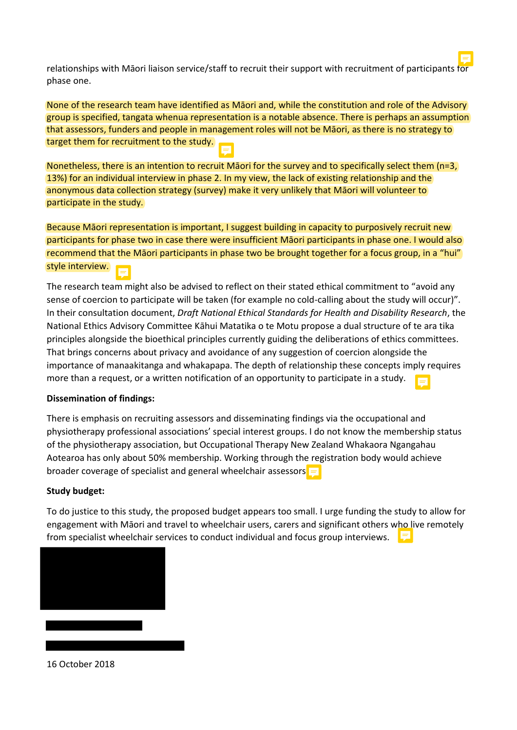relationships with Māori liaison service/staff to recruit their support with recruitment of participants for phase one.

None of the research team have identified as Māori and, while the constitution and role of the Advisory group is specified, tangata whenua representation is a notable absence. There is perhaps an assumption that assessors, funders and people in management roles will not be Māori, as there is no strategy to target them for recruitment to the study.

Nonetheless, there is an intention to recruit Māori for the survey and to specifically select them (n=3, 13%) for an individual interview in phase 2. In my view, the lack of existing relationship and the anonymous data collection strategy (survey) make it very unlikely that Māori will volunteer to participate in the study.

Because Māori representation is important, I suggest building in capacity to purposively recruit new participants for phase two in case there were insufficient Māori participants in phase one. I would also recommend that the Māori participants in phase two be brought together for a focus group, in a "hui" style interview.

The research team might also be advised to reflect on their stated ethical commitment to "avoid any sense of coercion to participate will be taken (for example no cold-calling about the study will occur)". In their consultation document, *Draft National Ethical Standards for Health and Disability Research*, the National Ethics Advisory Committee Kāhui Matatika o te Motu propose a dual structure of te ara tika principles alongside the bioethical principles currently guiding the deliberations of ethics committees. That brings concerns about privacy and avoidance of any suggestion of coercion alongside the importance of manaakitanga and whakapapa. The depth of relationship these concepts imply requires more than a request, or a written notification of an opportunity to participate in a study.

**Dissemination of findings:**

There is emphasis on recruiting assessors and disseminating findings via the occupational and physiotherapy professional associations' special interest groups. I do not know the membership status of the physiotherapy association, but Occupational Therapy New Zealand Whakaora Ngangahau Aotearoa has only about 50% membership. Working through the registration body would achieve broader coverage of specialist and general wheelchair assessors

**Study budget:**

To do justice to this study, the proposed budget appears too small. I urge funding the study to allow for engagement with Māori and travel to wheelchair users, carers and significant others who live remotely from specialist wheelchair services to conduct individual and focus group interviews.

16 October 2018